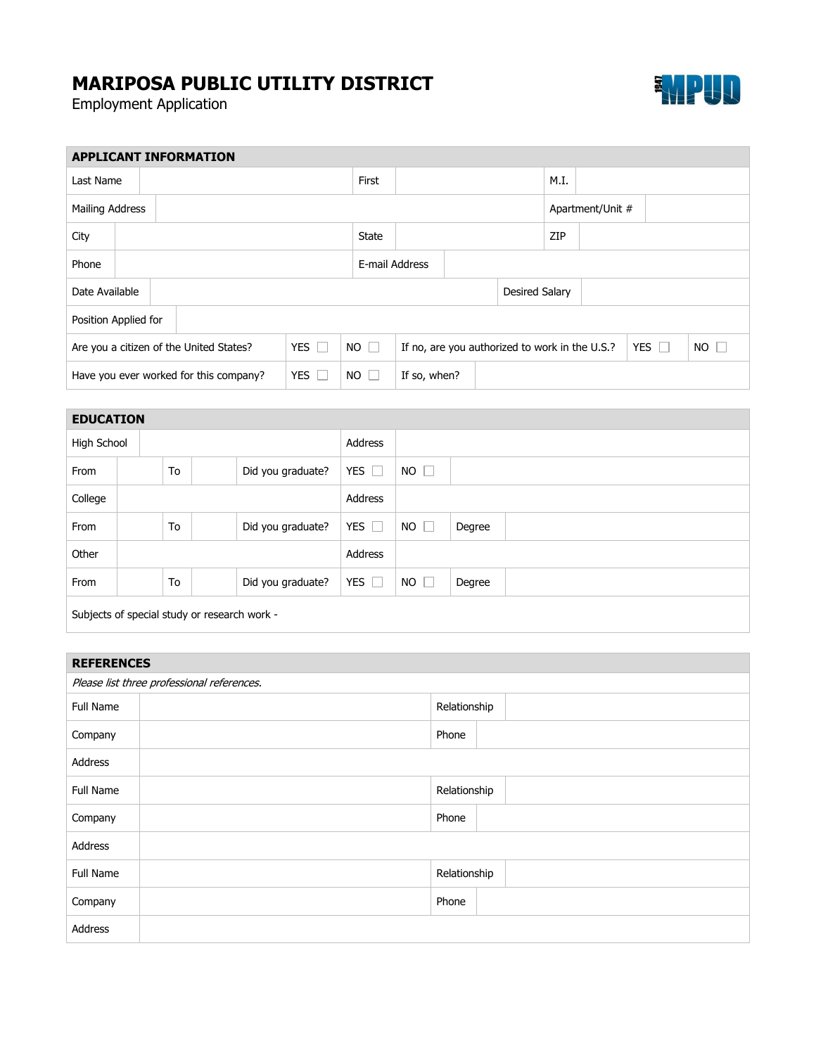# MARIPOSA PUBLIC UTILITY DISTRICT

Employment Application

## APPLICANT INFORMATION

| Last Name | | First | | M.I. | |
|---|---|---|---|---|---|
| Mailing Address | | | | Apartment/Unit # | |
| City | | State | | ZIP | |
| Phone | | E-mail Address | | | |
| Date Available | | | | Desired Salary | |
| Position Applied for | | | | | |

| Are you a citizen of the United States? | YES ☐ | NO ☐ | If no, are you authorized to work in the U.S.? | YES ☐ | NO ☐ |
|---|---|---|---|---|---|
| Have you ever worked for this company? | YES ☐ | NO ☐ | If so, when? | | |

## EDUCATION

| High School | | | | Address | | | |
|---|---|---|---|---|---|---|---|
| From | | To | | Did you graduate? | YES ☐ | NO ☐ | |
| College | | | | Address | | | |
| From | | To | | Did you graduate? | YES ☐ | NO ☐ | Degree |
| Other | | | | Address | | | |
| From | | To | | Did you graduate? | YES ☐ | NO ☐ | Degree |

Subjects of special study or research work -

## REFERENCES

*Please list three professional references.*

| Full Name | | Relationship | |
|---|---|---|---|
| Company | | Phone | |
| Address | | | |
| Full Name | | Relationship | |
| Company | | Phone | |
| Address | | | |
| Full Name | | Relationship | |
| Company | | Phone | |
| Address | | | |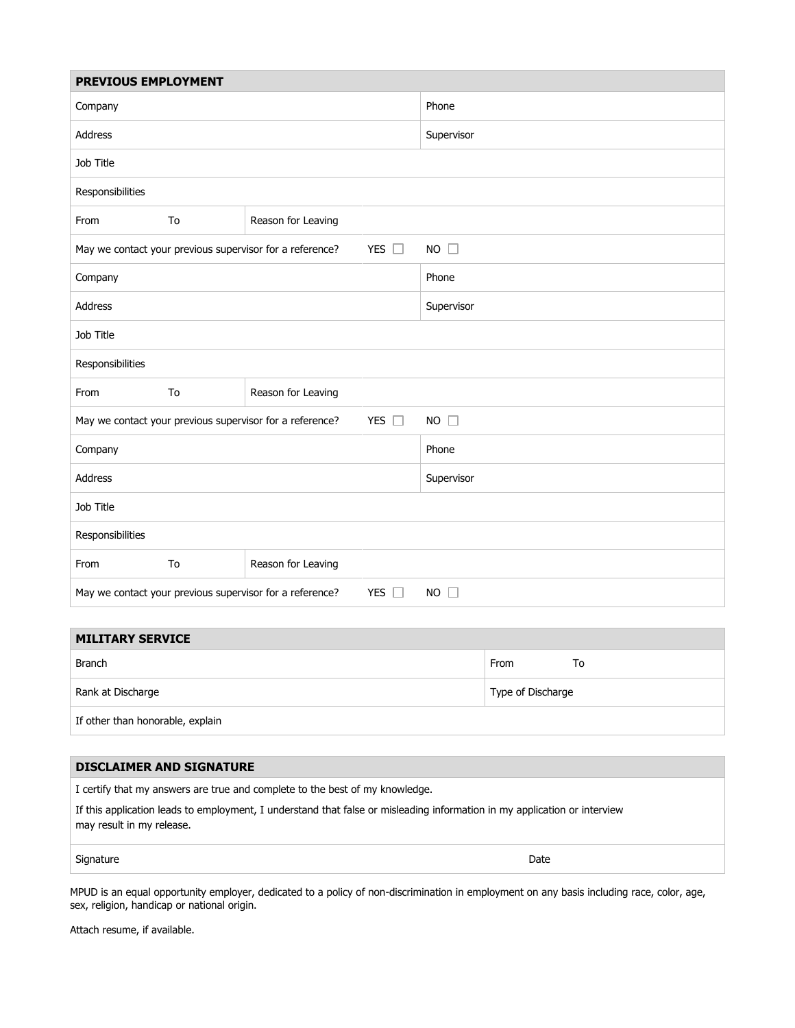## PREVIOUS EMPLOYMENT

| | | | |
|---|---|---|---|
| Company | | | Phone |
| Address | | | Supervisor |
| Job Title | | | |
| Responsibilities | | | |
| From | To | Reason for Leaving | |
| May we contact your previous supervisor for a reference? | | YES ☐ | NO ☐ |
| Company | | | Phone |
| Address | | | Supervisor |
| Job Title | | | |
| Responsibilities | | | |
| From | To | Reason for Leaving | |
| May we contact your previous supervisor for a reference? | | YES ☐ | NO ☐ |
| Company | | | Phone |
| Address | | | Supervisor |
| Job Title | | | |
| Responsibilities | | | |
| From | To | Reason for Leaving | |
| May we contact your previous supervisor for a reference? | | YES ☐ | NO ☐ |

## MILITARY SERVICE

| | |
|---|---|
| Branch | From To |
| Rank at Discharge | Type of Discharge |
| If other than honorable, explain | |

## DISCLAIMER AND SIGNATURE

I certify that my answers are true and complete to the best of my knowledge.

If this application leads to employment, I understand that false or misleading information in my application or interview may result in my release.

| | |
|---|---|
| Signature | Date |

MPUD is an equal opportunity employer, dedicated to a policy of non-discrimination in employment on any basis including race, color, age, sex, religion, handicap or national origin.

Attach resume, if available.